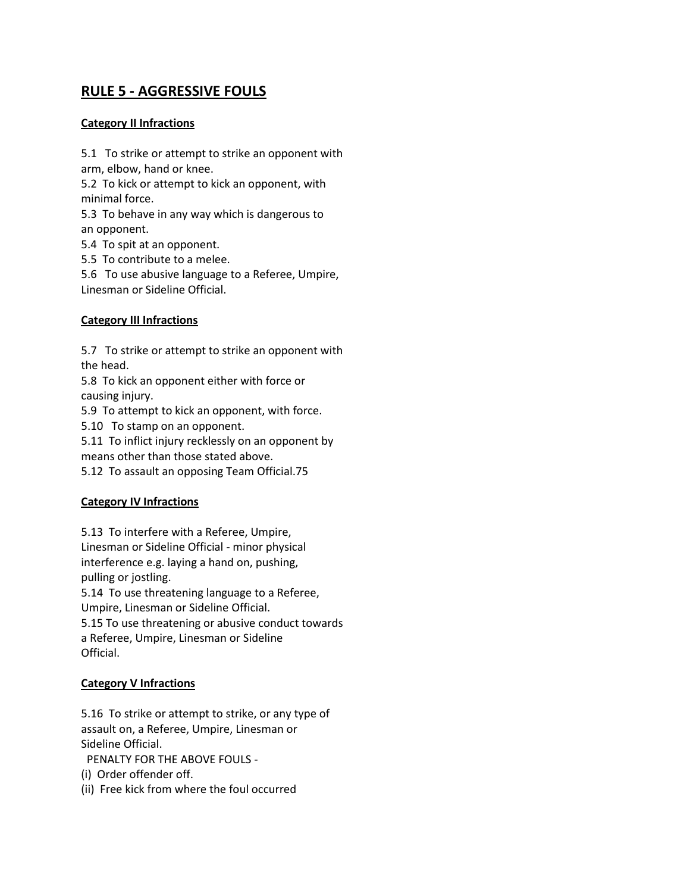## RULE 5 - AGGRESSIVE FOULS

### Category II Infractions

5.1 To strike or attempt to strike an opponent with arm, elbow, hand or knee.
5.2 To kick or attempt to kick an opponent, with minimal force.
5.3 To behave in any way which is dangerous to an opponent.
5.4 To spit at an opponent.
5.5 To contribute to a melee.
5.6 To use abusive language to a Referee, Umpire, Linesman or Sideline Official.

### Category III Infractions

5.7 To strike or attempt to strike an opponent with the head.
5.8 To kick an opponent either with force or causing injury.
5.9 To attempt to kick an opponent, with force.
5.10 To stamp on an opponent.
5.11 To inflict injury recklessly on an opponent by means other than those stated above.
5.12 To assault an opposing Team Official.75

### Category IV Infractions

5.13 To interfere with a Referee, Umpire, Linesman or Sideline Official - minor physical interference e.g. laying a hand on, pushing, pulling or jostling.
5.14 To use threatening language to a Referee, Umpire, Linesman or Sideline Official.
5.15 To use threatening or abusive conduct towards a Referee, Umpire, Linesman or Sideline Official.

### Category V Infractions

5.16 To strike or attempt to strike, or any type of assault on, a Referee, Umpire, Linesman or Sideline Official.

PENALTY FOR THE ABOVE FOULS -

(i) Order offender off.
(ii) Free kick from where the foul occurred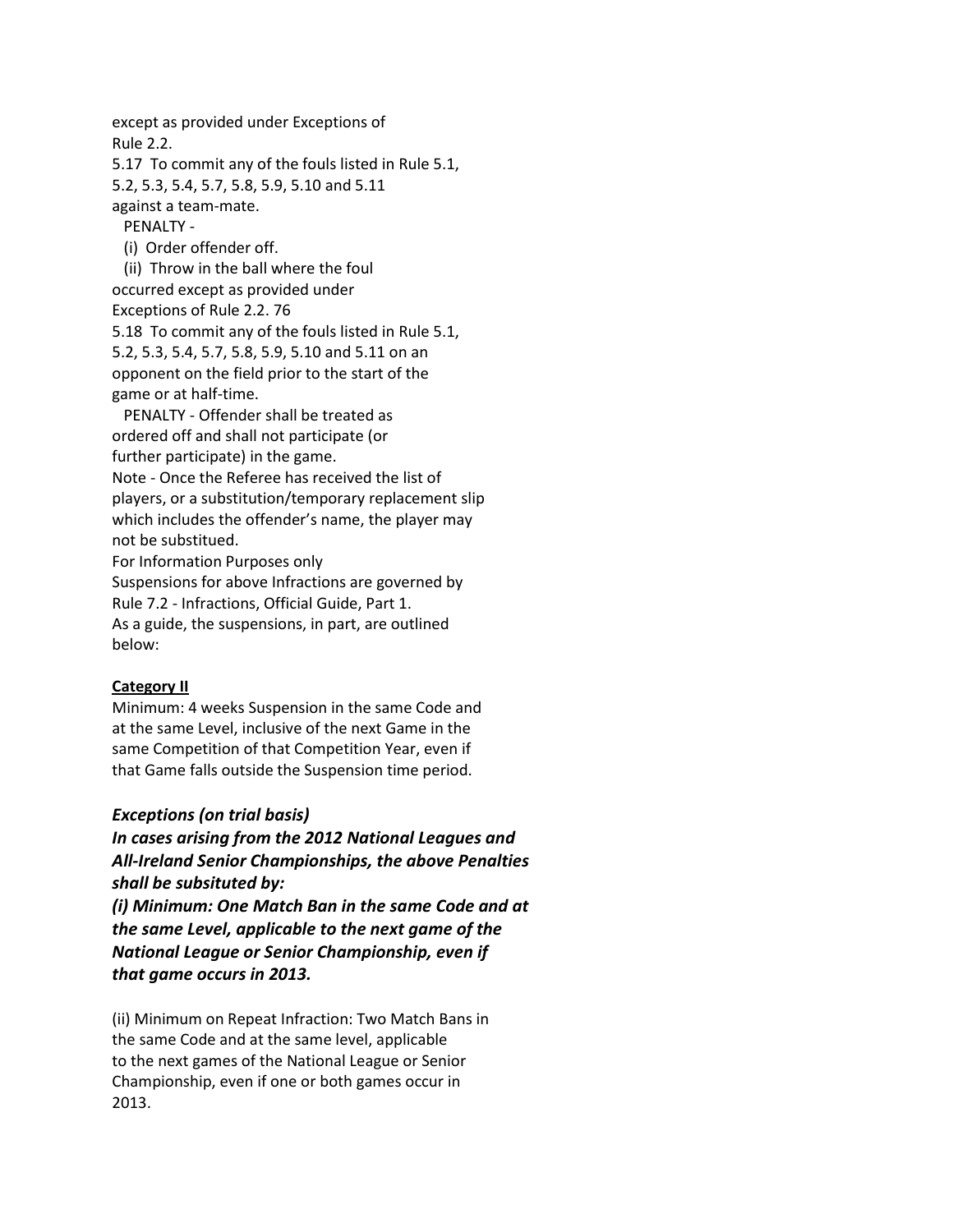except as provided under Exceptions of Rule 2.2.

5.17 To commit any of the fouls listed in Rule 5.1, 5.2, 5.3, 5.4, 5.7, 5.8, 5.9, 5.10 and 5.11 against a team-mate.

PENALTY -

(i) Order offender off.

(ii) Throw in the ball where the foul occurred except as provided under Exceptions of Rule 2.2. 76

5.18 To commit any of the fouls listed in Rule 5.1, 5.2, 5.3, 5.4, 5.7, 5.8, 5.9, 5.10 and 5.11 on an opponent on the field prior to the start of the game or at half-time.

PENALTY - Offender shall be treated as ordered off and shall not participate (or further participate) in the game.

Note - Once the Referee has received the list of players, or a substitution/temporary replacement slip which includes the offender's name, the player may not be substitued.

For Information Purposes only

Suspensions for above Infractions are governed by Rule 7.2 - Infractions, Official Guide, Part 1.

As a guide, the suspensions, in part, are outlined below:

**Category II**

Minimum: 4 weeks Suspension in the same Code and at the same Level, inclusive of the next Game in the same Competition of that Competition Year, even if that Game falls outside the Suspension time period.

***Exceptions (on trial basis)***

***In cases arising from the 2012 National Leagues and All-Ireland Senior Championships, the above Penalties shall be subsituted by:***

***(i) Minimum: One Match Ban in the same Code and at the same Level, applicable to the next game of the National League or Senior Championship, even if that game occurs in 2013.***

(ii) Minimum on Repeat Infraction: Two Match Bans in the same Code and at the same level, applicable to the next games of the National League or Senior Championship, even if one or both games occur in 2013.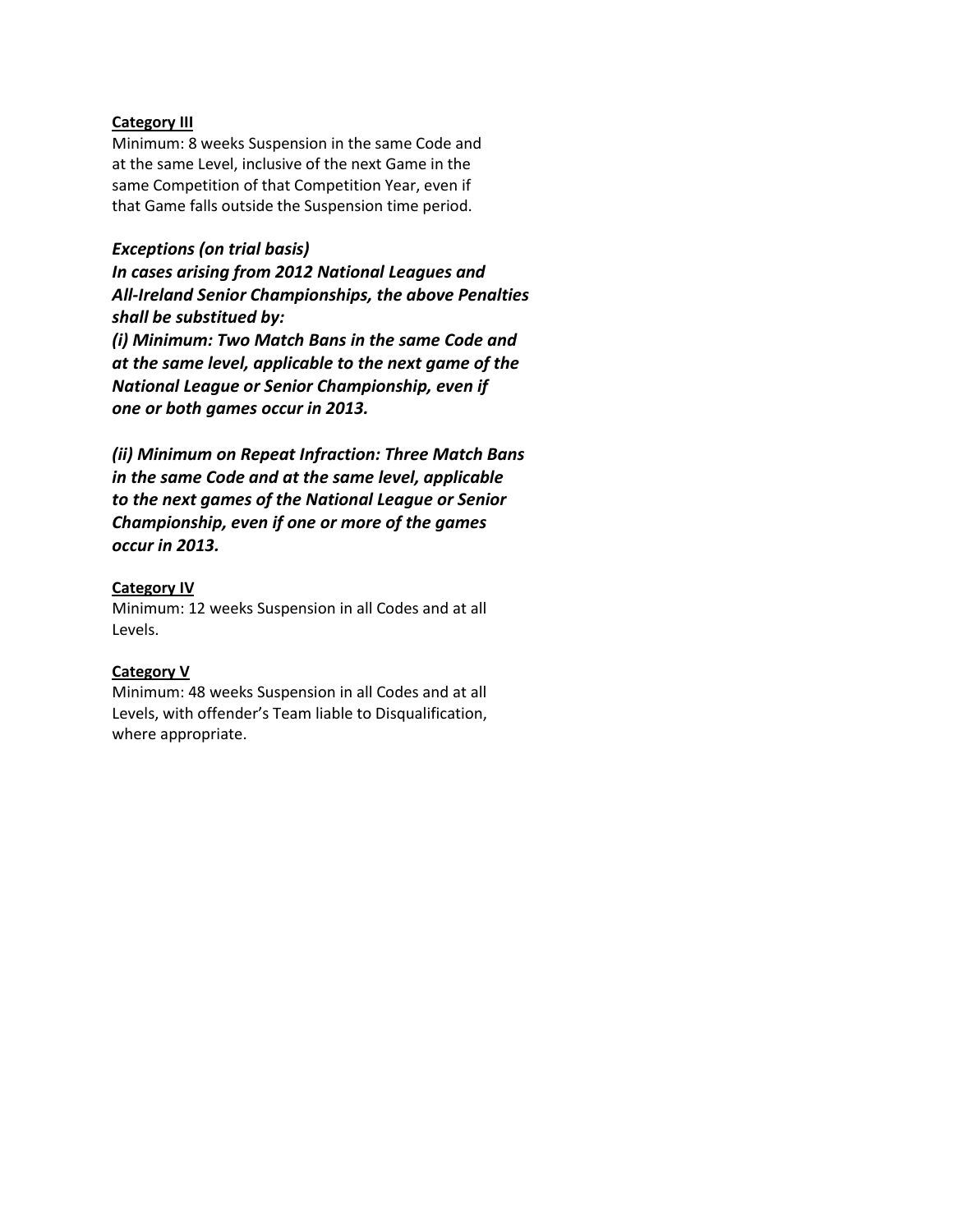**Category III**

Minimum: 8 weeks Suspension in the same Code and at the same Level, inclusive of the next Game in the same Competition of that Competition Year, even if that Game falls outside the Suspension time period.

***Exceptions (on trial basis)***

***In cases arising from 2012 National Leagues and All-Ireland Senior Championships, the above Penalties shall be substitued by:***

***(i) Minimum: Two Match Bans in the same Code and at the same level, applicable to the next game of the National League or Senior Championship, even if one or both games occur in 2013.***

***(ii) Minimum on Repeat Infraction: Three Match Bans in the same Code and at the same level, applicable to the next games of the National League or Senior Championship, even if one or more of the games occur in 2013.***

**Category IV**

Minimum: 12 weeks Suspension in all Codes and at all Levels.

**Category V**

Minimum: 48 weeks Suspension in all Codes and at all Levels, with offender's Team liable to Disqualification, where appropriate.